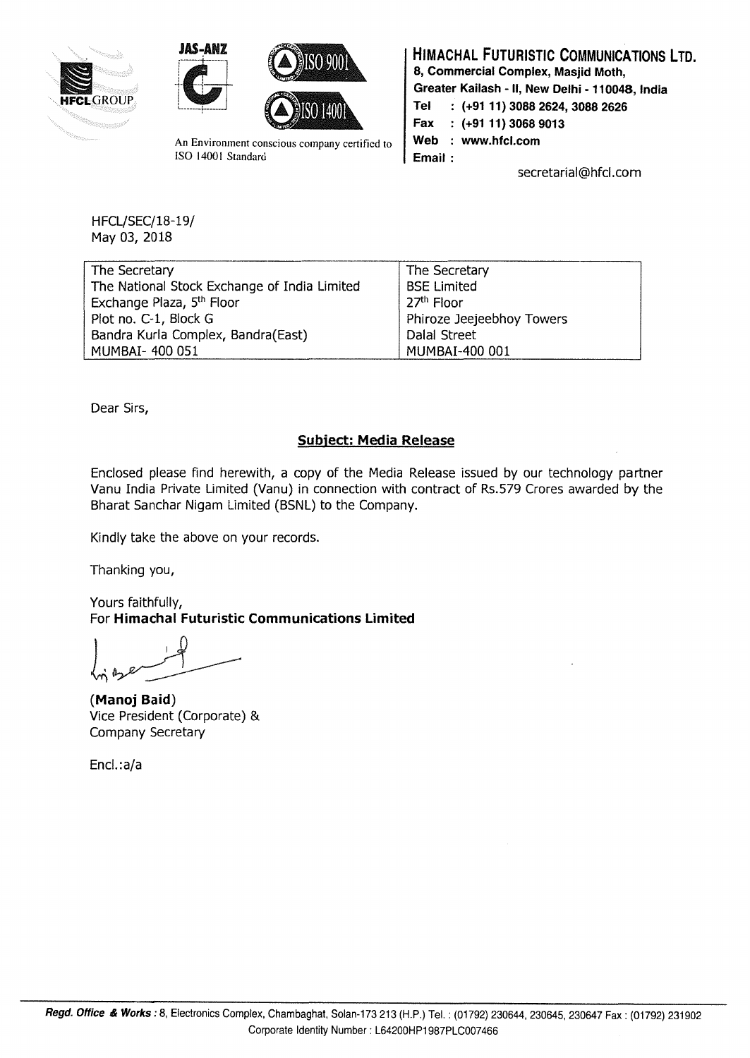HFCL GROUP

JAS-ANZ

ISO 9001

ISO 14001

An Environment conscious company certified to ISO 14001 Standard

**HIMACHAL FUTURISTIC COMMUNICATIONS LTD.**
**8, Commercial Complex, Masjid Moth,**
**Greater Kailash - II, New Delhi - 110048, India**
**Tel : (+91 11) 3088 2624, 3088 2626**
**Fax : (+91 11) 3068 9013**
**Web : www.hfcl.com**
**Email :** secretarial@hfcl.com

HFCL/SEC/18-19/
May 03, 2018

| The Secretary | The Secretary |
|---|---|
| The National Stock Exchange of India Limited | BSE Limited |
| Exchange Plaza, 5th Floor | 27th Floor |
| Plot no. C-1, Block G | Phiroze Jeejeebhoy Towers |
| Bandra Kurla Complex, Bandra(East) | Dalal Street |
| MUMBAI- 400 051 | MUMBAI-400 001 |

Dear Sirs,

**Subject: Media Release**

Enclosed please find herewith, a copy of the Media Release issued by our technology partner Vanu India Private Limited (Vanu) in connection with contract of Rs.579 Crores awarded by the Bharat Sanchar Nigam Limited (BSNL) to the Company.

Kindly take the above on your records.

Thanking you,

Yours faithfully,
For **Himachal Futuristic Communications Limited**

**(Manoj Baid)**
Vice President (Corporate) &
Company Secretary

Encl.:a/a

***Regd. Office & Works :*** 8, Electronics Complex, Chambaghat, Solan-173 213 (H.P.) Tel. : (01792) 230644, 230645, 230647 Fax : (01792) 231902
Corporate Identity Number : L64200HP1987PLC007466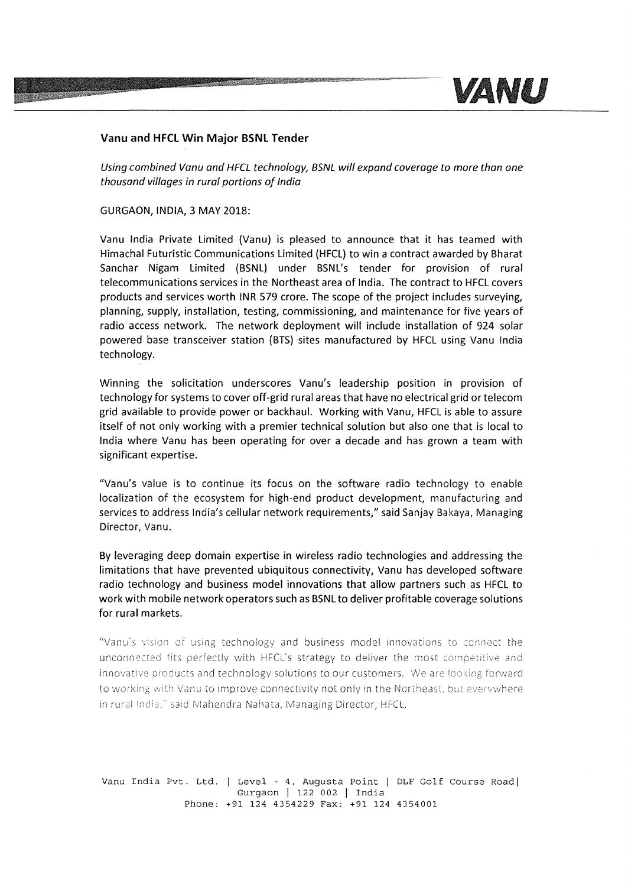## Vanu and HFCL Win Major BSNL Tender

*Using combined Vanu and HFCL technology, BSNL will expand coverage to more than one thousand villages in rural portions of India*

GURGAON, INDIA, 3 MAY 2018:

Vanu India Private Limited (Vanu) is pleased to announce that it has teamed with Himachal Futuristic Communications Limited (HFCL) to win a contract awarded by Bharat Sanchar Nigam Limited (BSNL) under BSNL's tender for provision of rural telecommunications services in the Northeast area of India. The contract to HFCL covers products and services worth INR 579 crore. The scope of the project includes surveying, planning, supply, installation, testing, commissioning, and maintenance for five years of radio access network. The network deployment will include installation of 924 solar powered base transceiver station (BTS) sites manufactured by HFCL using Vanu India technology.

Winning the solicitation underscores Vanu's leadership position in provision of technology for systems to cover off-grid rural areas that have no electrical grid or telecom grid available to provide power or backhaul. Working with Vanu, HFCL is able to assure itself of not only working with a premier technical solution but also one that is local to India where Vanu has been operating for over a decade and has grown a team with significant expertise.

"Vanu's value is to continue its focus on the software radio technology to enable localization of the ecosystem for high-end product development, manufacturing and services to address India's cellular network requirements," said Sanjay Bakaya, Managing Director, Vanu.

By leveraging deep domain expertise in wireless radio technologies and addressing the limitations that have prevented ubiquitous connectivity, Vanu has developed software radio technology and business model innovations that allow partners such as HFCL to work with mobile network operators such as BSNL to deliver profitable coverage solutions for rural markets.

"Vanu's vision of using technology and business model innovations to connect the unconnected fits perfectly with HFCL's strategy to deliver the most competitive and innovative products and technology solutions to our customers. We are looking forward to working with Vanu to improve connectivity not only in the Northeast, but everywhere in rural India," said Mahendra Nahata, Managing Director, HFCL.

Vanu India Pvt. Ltd. | Level - 4, Augusta Point | DLF Golf Course Road | Gurgaon | 122 002 | India
Phone: +91 124 4354229 Fax: +91 124 4354001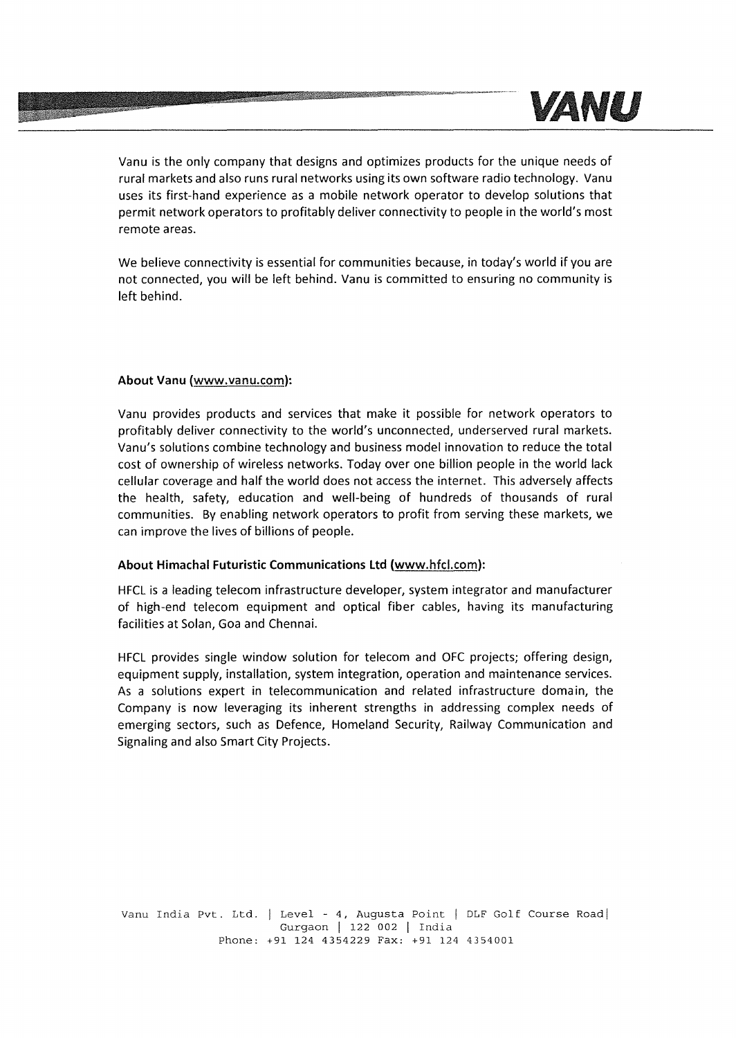Vanu is the only company that designs and optimizes products for the unique needs of rural markets and also runs rural networks using its own software radio technology. Vanu uses its first-hand experience as a mobile network operator to develop solutions that permit network operators to profitably deliver connectivity to people in the world's most remote areas.

We believe connectivity is essential for communities because, in today's world if you are not connected, you will be left behind. Vanu is committed to ensuring no community is left behind.

**About Vanu (www.vanu.com):**

Vanu provides products and services that make it possible for network operators to profitably deliver connectivity to the world's unconnected, underserved rural markets. Vanu's solutions combine technology and business model innovation to reduce the total cost of ownership of wireless networks. Today over one billion people in the world lack cellular coverage and half the world does not access the internet. This adversely affects the health, safety, education and well-being of hundreds of thousands of rural communities. By enabling network operators to profit from serving these markets, we can improve the lives of billions of people.

**About Himachal Futuristic Communications Ltd (www.hfcl.com):**

HFCL is a leading telecom infrastructure developer, system integrator and manufacturer of high-end telecom equipment and optical fiber cables, having its manufacturing facilities at Solan, Goa and Chennai.

HFCL provides single window solution for telecom and OFC projects; offering design, equipment supply, installation, system integration, operation and maintenance services. As a solutions expert in telecommunication and related infrastructure domain, the Company is now leveraging its inherent strengths in addressing complex needs of emerging sectors, such as Defence, Homeland Security, Railway Communication and Signaling and also Smart City Projects.

Vanu India Pvt. Ltd. | Level - 4, Augusta Point | DLF Golf Course Road | Gurgaon | 122 002 | India
Phone: +91 124 4354229 Fax: +91 124 4354001